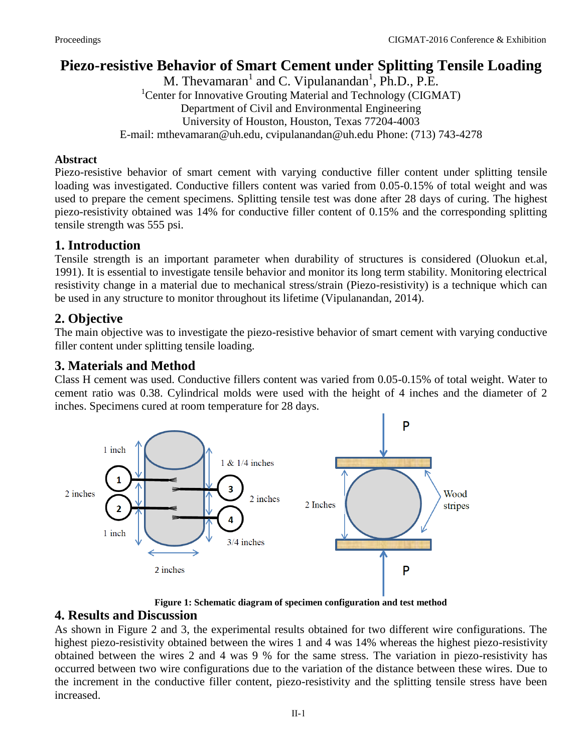# Piezo-resistive Behavior of Smart Cement under Splitting Tensile Loading

M. Thevamaran[1] and C. Vipulanandan[1], Ph.D., P.E.

[1]Center for Innovative Grouting Material and Technology (CIGMAT)
Department of Civil and Environmental Engineering
University of Houston, Houston, Texas 77204-4003
E-mail: mthevamaran@uh.edu, cvipulanandan@uh.edu Phone: (713) 743-4278

## Abstract

Piezo-resistive behavior of smart cement with varying conductive filler content under splitting tensile loading was investigated. Conductive fillers content was varied from 0.05-0.15% of total weight and was used to prepare the cement specimens. Splitting tensile test was done after 28 days of curing. The highest piezo-resistivity obtained was 14% for conductive filler content of 0.15% and the corresponding splitting tensile strength was 555 psi.

## 1. Introduction

Tensile strength is an important parameter when durability of structures is considered (Oluokun et.al, 1991). It is essential to investigate tensile behavior and monitor its long term stability. Monitoring electrical resistivity change in a material due to mechanical stress/strain (Piezo-resistivity) is a technique which can be used in any structure to monitor throughout its lifetime (Vipulanandan, 2014).

## 2. Objective

The main objective was to investigate the piezo-resistive behavior of smart cement with varying conductive filler content under splitting tensile loading.

## 3. Materials and Method

Class H cement was used. Conductive fillers content was varied from 0.05-0.15% of total weight. Water to cement ratio was 0.38. Cylindrical molds were used with the height of 4 inches and the diameter of 2 inches. Specimens cured at room temperature for 28 days.

**Figure 1: Schematic diagram of specimen configuration and test method**

## 4. Results and Discussion

As shown in Figure 2 and 3, the experimental results obtained for two different wire configurations. The highest piezo-resistivity obtained between the wires 1 and 4 was 14% whereas the highest piezo-resistivity obtained between the wires 2 and 4 was 9 % for the same stress. The variation in piezo-resistivity has occurred between two wire configurations due to the variation of the distance between these wires. Due to the increment in the conductive filler content, piezo-resistivity and the splitting tensile stress have been increased.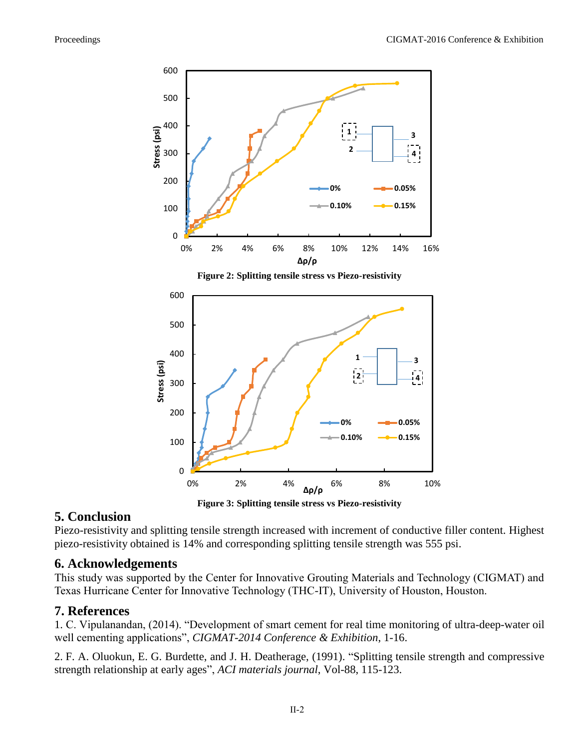600
500
400
300
200
100
0
Stress (psi)
0%
2%
4%
6%
8%
10%
12%
14%
16%
Δρ/ρ
1
2
3
4
0%
0.05%
0.10%
0.15%

**Figure 2: Splitting tensile stress vs Piezo-resistivity**

600
500
400
300
200
100
0
Stress (psi)
0%
2%
4%
6%
8%
10%
Δρ/ρ
1
2
3
4
0%
0.05%
0.10%
0.15%

**Figure 3: Splitting tensile stress vs Piezo-resistivity**

## 5. Conclusion

Piezo-resistivity and splitting tensile strength increased with increment of conductive filler content. Highest piezo-resistivity obtained is 14% and corresponding splitting tensile strength was 555 psi.

## 6. Acknowledgements

This study was supported by the Center for Innovative Grouting Materials and Technology (CIGMAT) and Texas Hurricane Center for Innovative Technology (THC-IT), University of Houston, Houston.

## 7. References

1. C. Vipulanandan, (2014). "Development of smart cement for real time monitoring of ultra-deep-water oil well cementing applications", *CIGMAT-2014 Conference & Exhibition*, 1-16.

2. F. A. Oluokun, E. G. Burdette, and J. H. Deatherage, (1991). "Splitting tensile strength and compressive strength relationship at early ages", *ACI materials journal*, Vol-88, 115-123.